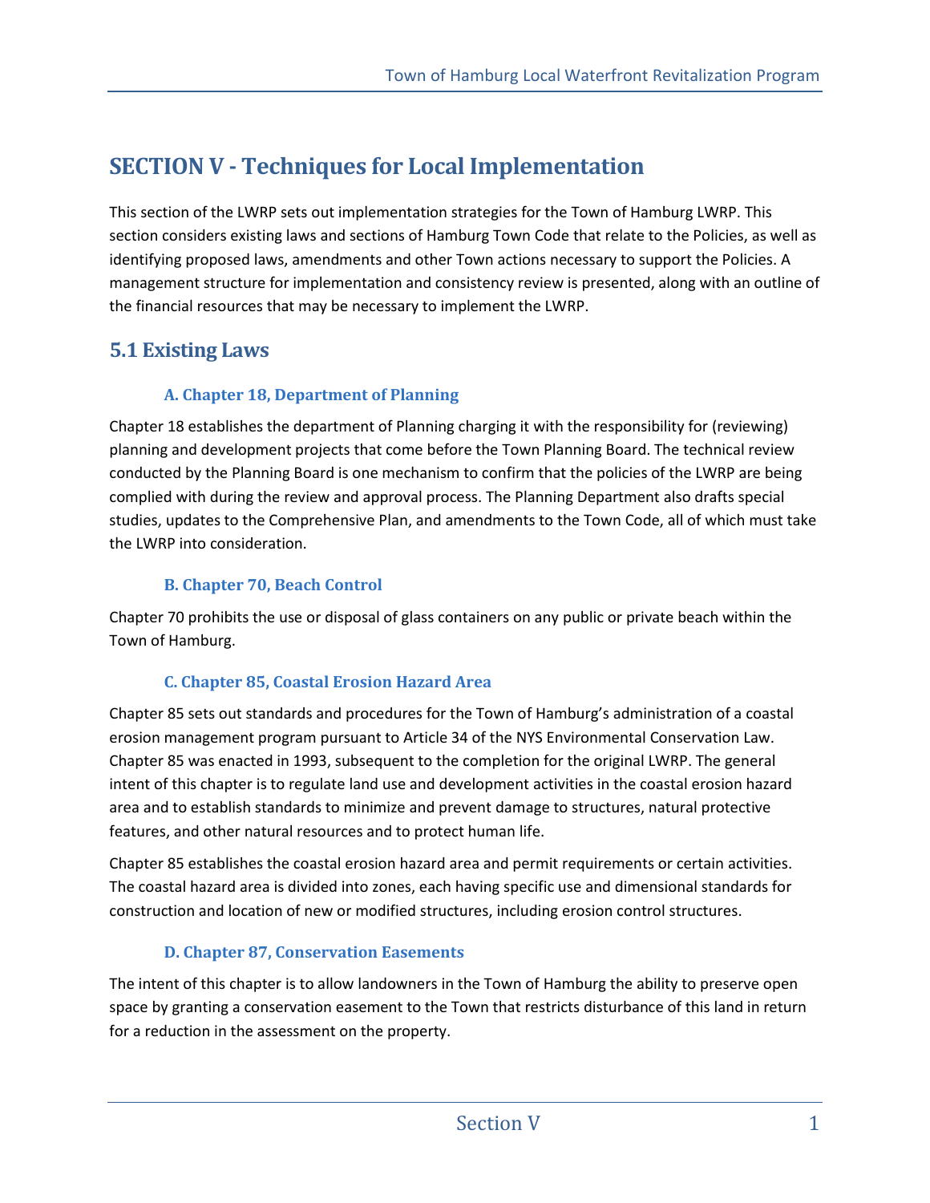# SECTION V - Techniques for Local Implementation

This section of the LWRP sets out implementation strategies for the Town of Hamburg LWRP. This section considers existing laws and sections of Hamburg Town Code that relate to the Policies, as well as identifying proposed laws, amendments and other Town actions necessary to support the Policies. A management structure for implementation and consistency review is presented, along with an outline of the financial resources that may be necessary to implement the LWRP.

## 5.1 Existing Laws

### A. Chapter 18, Department of Planning

Chapter 18 establishes the department of Planning charging it with the responsibility for (reviewing) planning and development projects that come before the Town Planning Board. The technical review conducted by the Planning Board is one mechanism to confirm that the policies of the LWRP are being complied with during the review and approval process. The Planning Department also drafts special studies, updates to the Comprehensive Plan, and amendments to the Town Code, all of which must take the LWRP into consideration.

### B. Chapter 70, Beach Control

Chapter 70 prohibits the use or disposal of glass containers on any public or private beach within the Town of Hamburg.

### C. Chapter 85, Coastal Erosion Hazard Area

Chapter 85 sets out standards and procedures for the Town of Hamburg's administration of a coastal erosion management program pursuant to Article 34 of the NYS Environmental Conservation Law. Chapter 85 was enacted in 1993, subsequent to the completion for the original LWRP. The general intent of this chapter is to regulate land use and development activities in the coastal erosion hazard area and to establish standards to minimize and prevent damage to structures, natural protective features, and other natural resources and to protect human life.

Chapter 85 establishes the coastal erosion hazard area and permit requirements or certain activities. The coastal hazard area is divided into zones, each having specific use and dimensional standards for construction and location of new or modified structures, including erosion control structures.

### D. Chapter 87, Conservation Easements

The intent of this chapter is to allow landowners in the Town of Hamburg the ability to preserve open space by granting a conservation easement to the Town that restricts disturbance of this land in return for a reduction in the assessment on the property.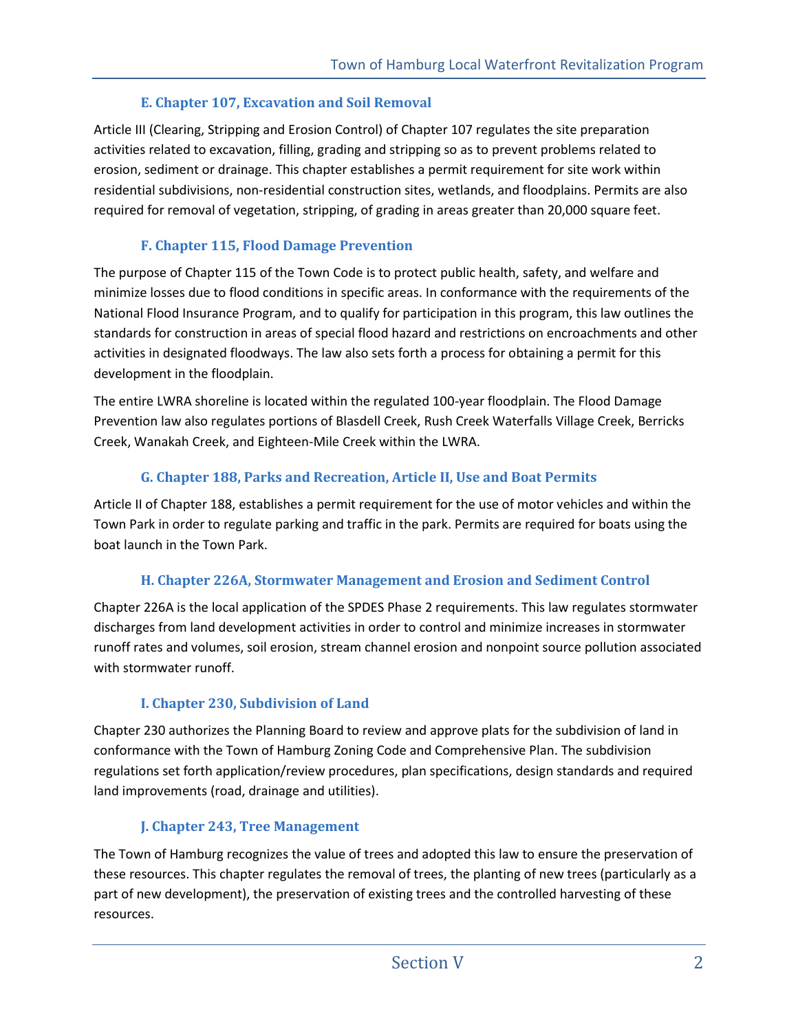### E. Chapter 107, Excavation and Soil Removal

Article III (Clearing, Stripping and Erosion Control) of Chapter 107 regulates the site preparation activities related to excavation, filling, grading and stripping so as to prevent problems related to erosion, sediment or drainage. This chapter establishes a permit requirement for site work within residential subdivisions, non-residential construction sites, wetlands, and floodplains. Permits are also required for removal of vegetation, stripping, of grading in areas greater than 20,000 square feet.

### F. Chapter 115, Flood Damage Prevention

The purpose of Chapter 115 of the Town Code is to protect public health, safety, and welfare and minimize losses due to flood conditions in specific areas. In conformance with the requirements of the National Flood Insurance Program, and to qualify for participation in this program, this law outlines the standards for construction in areas of special flood hazard and restrictions on encroachments and other activities in designated floodways. The law also sets forth a process for obtaining a permit for this development in the floodplain.

The entire LWRA shoreline is located within the regulated 100-year floodplain. The Flood Damage Prevention law also regulates portions of Blasdell Creek, Rush Creek Waterfalls Village Creek, Berricks Creek, Wanakah Creek, and Eighteen-Mile Creek within the LWRA.

### G. Chapter 188, Parks and Recreation, Article II, Use and Boat Permits

Article II of Chapter 188, establishes a permit requirement for the use of motor vehicles and within the Town Park in order to regulate parking and traffic in the park. Permits are required for boats using the boat launch in the Town Park.

### H. Chapter 226A, Stormwater Management and Erosion and Sediment Control

Chapter 226A is the local application of the SPDES Phase 2 requirements. This law regulates stormwater discharges from land development activities in order to control and minimize increases in stormwater runoff rates and volumes, soil erosion, stream channel erosion and nonpoint source pollution associated with stormwater runoff.

### I. Chapter 230, Subdivision of Land

Chapter 230 authorizes the Planning Board to review and approve plats for the subdivision of land in conformance with the Town of Hamburg Zoning Code and Comprehensive Plan. The subdivision regulations set forth application/review procedures, plan specifications, design standards and required land improvements (road, drainage and utilities).

### J. Chapter 243, Tree Management

The Town of Hamburg recognizes the value of trees and adopted this law to ensure the preservation of these resources. This chapter regulates the removal of trees, the planting of new trees (particularly as a part of new development), the preservation of existing trees and the controlled harvesting of these resources.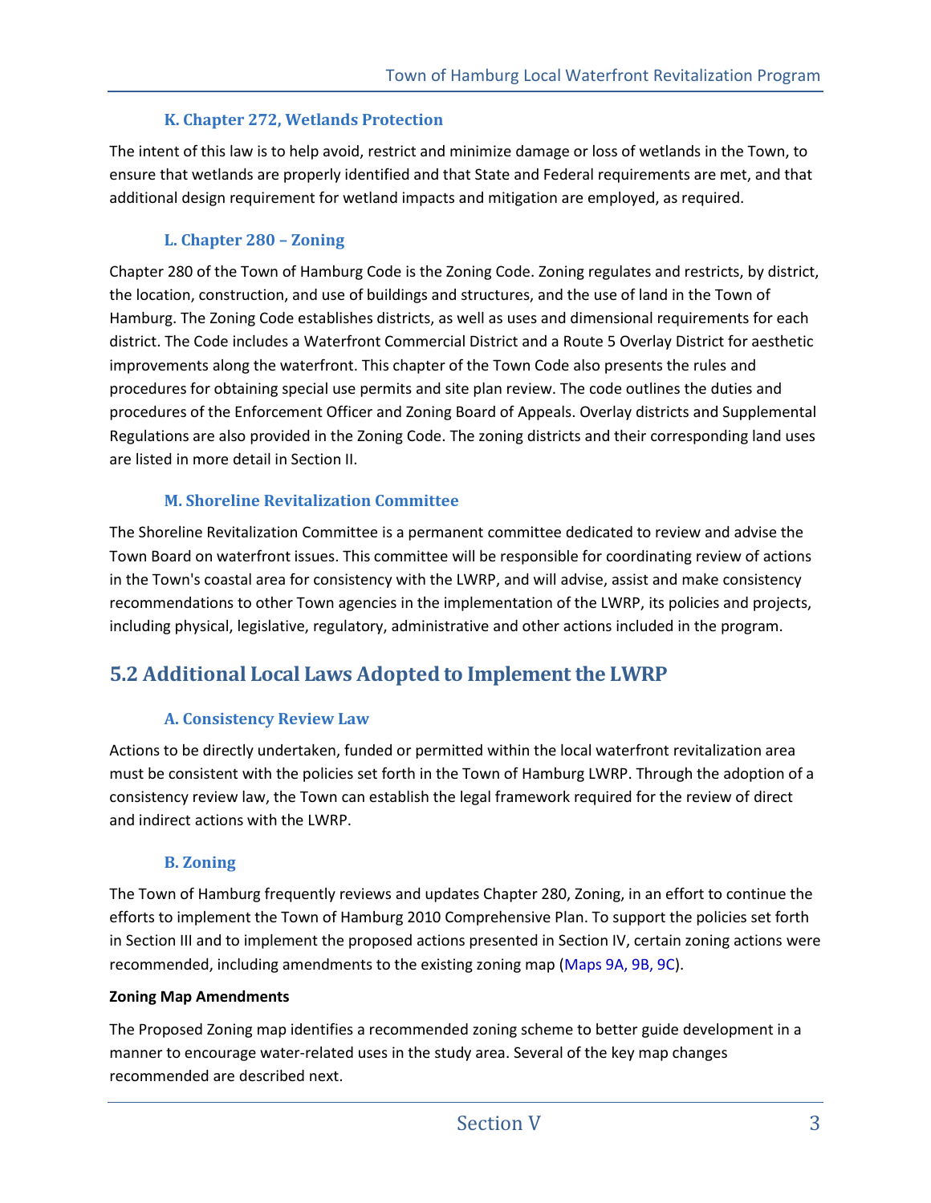### K. Chapter 272, Wetlands Protection

The intent of this law is to help avoid, restrict and minimize damage or loss of wetlands in the Town, to ensure that wetlands are properly identified and that State and Federal requirements are met, and that additional design requirement for wetland impacts and mitigation are employed, as required.

### L. Chapter 280 – Zoning

Chapter 280 of the Town of Hamburg Code is the Zoning Code. Zoning regulates and restricts, by district, the location, construction, and use of buildings and structures, and the use of land in the Town of Hamburg. The Zoning Code establishes districts, as well as uses and dimensional requirements for each district. The Code includes a Waterfront Commercial District and a Route 5 Overlay District for aesthetic improvements along the waterfront. This chapter of the Town Code also presents the rules and procedures for obtaining special use permits and site plan review. The code outlines the duties and procedures of the Enforcement Officer and Zoning Board of Appeals. Overlay districts and Supplemental Regulations are also provided in the Zoning Code. The zoning districts and their corresponding land uses are listed in more detail in Section II.

### M. Shoreline Revitalization Committee

The Shoreline Revitalization Committee is a permanent committee dedicated to review and advise the Town Board on waterfront issues. This committee will be responsible for coordinating review of actions in the Town's coastal area for consistency with the LWRP, and will advise, assist and make consistency recommendations to other Town agencies in the implementation of the LWRP, its policies and projects, including physical, legislative, regulatory, administrative and other actions included in the program.

## 5.2 Additional Local Laws Adopted to Implement the LWRP

### A. Consistency Review Law

Actions to be directly undertaken, funded or permitted within the local waterfront revitalization area must be consistent with the policies set forth in the Town of Hamburg LWRP. Through the adoption of a consistency review law, the Town can establish the legal framework required for the review of direct and indirect actions with the LWRP.

### B. Zoning

The Town of Hamburg frequently reviews and updates Chapter 280, Zoning, in an effort to continue the efforts to implement the Town of Hamburg 2010 Comprehensive Plan. To support the policies set forth in Section III and to implement the proposed actions presented in Section IV, certain zoning actions were recommended, including amendments to the existing zoning map (Maps 9A, 9B, 9C).

**Zoning Map Amendments**

The Proposed Zoning map identifies a recommended zoning scheme to better guide development in a manner to encourage water-related uses in the study area. Several of the key map changes recommended are described next.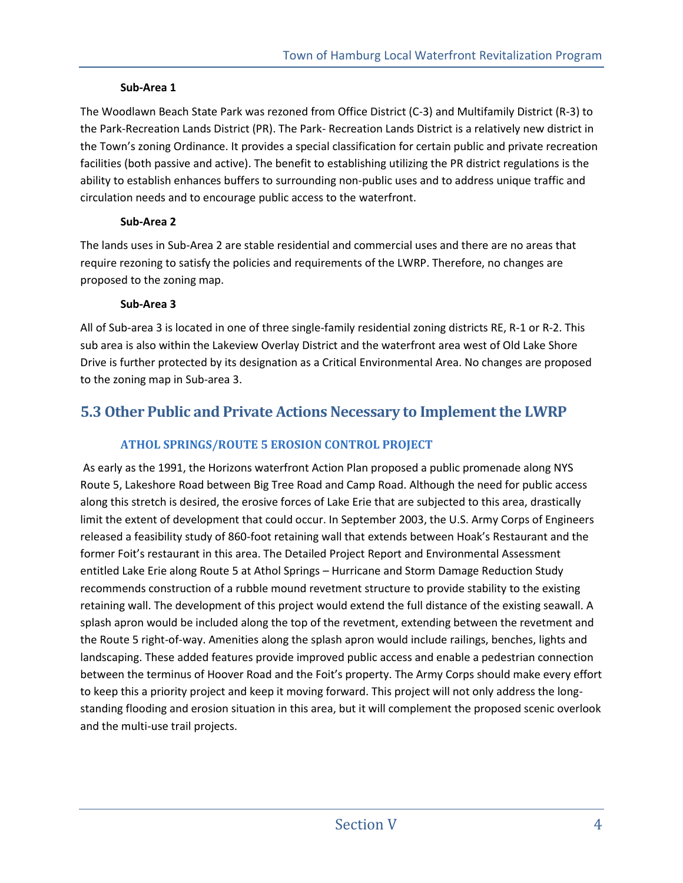**Sub-Area 1**

The Woodlawn Beach State Park was rezoned from Office District (C-3) and Multifamily District (R-3) to the Park-Recreation Lands District (PR). The Park- Recreation Lands District is a relatively new district in the Town's zoning Ordinance. It provides a special classification for certain public and private recreation facilities (both passive and active). The benefit to establishing utilizing the PR district regulations is the ability to establish enhances buffers to surrounding non-public uses and to address unique traffic and circulation needs and to encourage public access to the waterfront.

**Sub-Area 2**

The lands uses in Sub-Area 2 are stable residential and commercial uses and there are no areas that require rezoning to satisfy the policies and requirements of the LWRP. Therefore, no changes are proposed to the zoning map.

**Sub-Area 3**

All of Sub-area 3 is located in one of three single-family residential zoning districts RE, R-1 or R-2. This sub area is also within the Lakeview Overlay District and the waterfront area west of Old Lake Shore Drive is further protected by its designation as a Critical Environmental Area. No changes are proposed to the zoning map in Sub-area 3.

## 5.3 Other Public and Private Actions Necessary to Implement the LWRP

### ATHOL SPRINGS/ROUTE 5 EROSION CONTROL PROJECT

As early as the 1991, the Horizons waterfront Action Plan proposed a public promenade along NYS Route 5, Lakeshore Road between Big Tree Road and Camp Road. Although the need for public access along this stretch is desired, the erosive forces of Lake Erie that are subjected to this area, drastically limit the extent of development that could occur. In September 2003, the U.S. Army Corps of Engineers released a feasibility study of 860-foot retaining wall that extends between Hoak's Restaurant and the former Foit's restaurant in this area. The Detailed Project Report and Environmental Assessment entitled Lake Erie along Route 5 at Athol Springs – Hurricane and Storm Damage Reduction Study recommends construction of a rubble mound revetment structure to provide stability to the existing retaining wall. The development of this project would extend the full distance of the existing seawall. A splash apron would be included along the top of the revetment, extending between the revetment and the Route 5 right-of-way. Amenities along the splash apron would include railings, benches, lights and landscaping. These added features provide improved public access and enable a pedestrian connection between the terminus of Hoover Road and the Foit's property. The Army Corps should make every effort to keep this a priority project and keep it moving forward. This project will not only address the long-standing flooding and erosion situation in this area, but it will complement the proposed scenic overlook and the multi-use trail projects.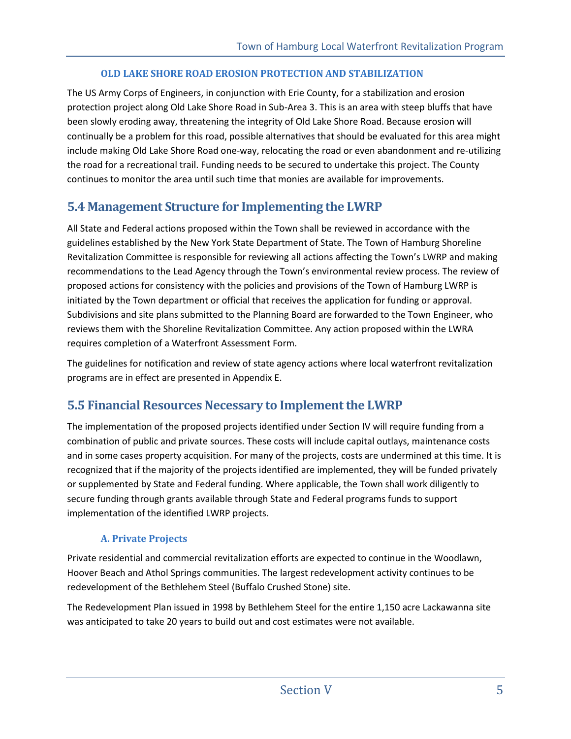### OLD LAKE SHORE ROAD EROSION PROTECTION AND STABILIZATION

The US Army Corps of Engineers, in conjunction with Erie County, for a stabilization and erosion protection project along Old Lake Shore Road in Sub-Area 3. This is an area with steep bluffs that have been slowly eroding away, threatening the integrity of Old Lake Shore Road. Because erosion will continually be a problem for this road, possible alternatives that should be evaluated for this area might include making Old Lake Shore Road one-way, relocating the road or even abandonment and re-utilizing the road for a recreational trail. Funding needs to be secured to undertake this project. The County continues to monitor the area until such time that monies are available for improvements.

## 5.4 Management Structure for Implementing the LWRP

All State and Federal actions proposed within the Town shall be reviewed in accordance with the guidelines established by the New York State Department of State. The Town of Hamburg Shoreline Revitalization Committee is responsible for reviewing all actions affecting the Town's LWRP and making recommendations to the Lead Agency through the Town's environmental review process. The review of proposed actions for consistency with the policies and provisions of the Town of Hamburg LWRP is initiated by the Town department or official that receives the application for funding or approval. Subdivisions and site plans submitted to the Planning Board are forwarded to the Town Engineer, who reviews them with the Shoreline Revitalization Committee. Any action proposed within the LWRA requires completion of a Waterfront Assessment Form.

The guidelines for notification and review of state agency actions where local waterfront revitalization programs are in effect are presented in Appendix E.

## 5.5 Financial Resources Necessary to Implement the LWRP

The implementation of the proposed projects identified under Section IV will require funding from a combination of public and private sources. These costs will include capital outlays, maintenance costs and in some cases property acquisition. For many of the projects, costs are undermined at this time. It is recognized that if the majority of the projects identified are implemented, they will be funded privately or supplemented by State and Federal funding. Where applicable, the Town shall work diligently to secure funding through grants available through State and Federal programs funds to support implementation of the identified LWRP projects.

### A. Private Projects

Private residential and commercial revitalization efforts are expected to continue in the Woodlawn, Hoover Beach and Athol Springs communities. The largest redevelopment activity continues to be redevelopment of the Bethlehem Steel (Buffalo Crushed Stone) site.

The Redevelopment Plan issued in 1998 by Bethlehem Steel for the entire 1,150 acre Lackawanna site was anticipated to take 20 years to build out and cost estimates were not available.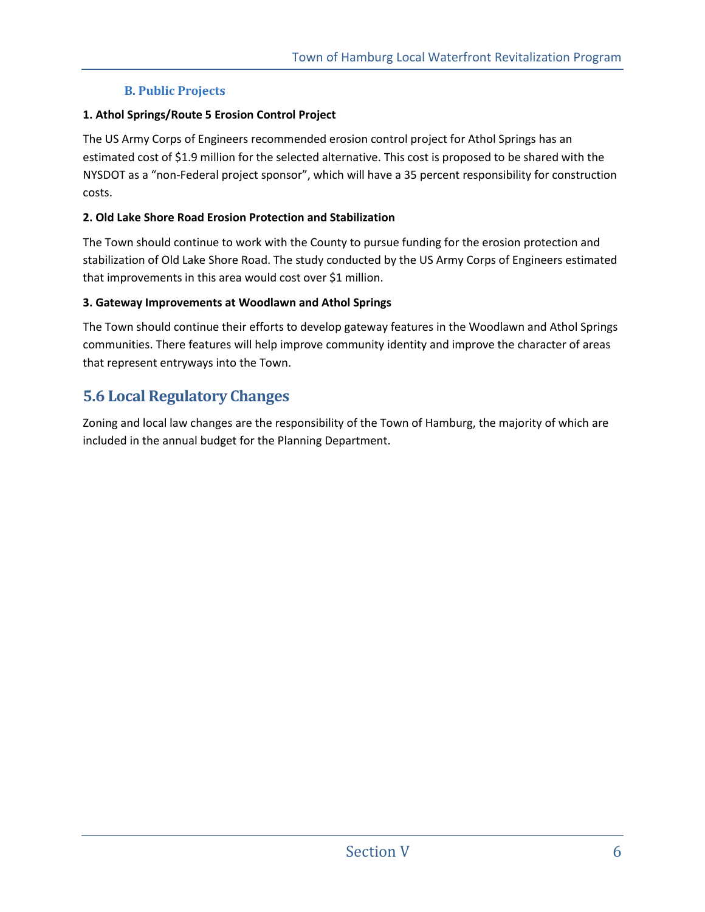### B. Public Projects

**1. Athol Springs/Route 5 Erosion Control Project**

The US Army Corps of Engineers recommended erosion control project for Athol Springs has an estimated cost of $1.9 million for the selected alternative. This cost is proposed to be shared with the NYSDOT as a "non-Federal project sponsor", which will have a 35 percent responsibility for construction costs.

**2. Old Lake Shore Road Erosion Protection and Stabilization**

The Town should continue to work with the County to pursue funding for the erosion protection and stabilization of Old Lake Shore Road. The study conducted by the US Army Corps of Engineers estimated that improvements in this area would cost over $1 million.

**3. Gateway Improvements at Woodlawn and Athol Springs**

The Town should continue their efforts to develop gateway features in the Woodlawn and Athol Springs communities. There features will help improve community identity and improve the character of areas that represent entryways into the Town.

## 5.6 Local Regulatory Changes

Zoning and local law changes are the responsibility of the Town of Hamburg, the majority of which are included in the annual budget for the Planning Department.